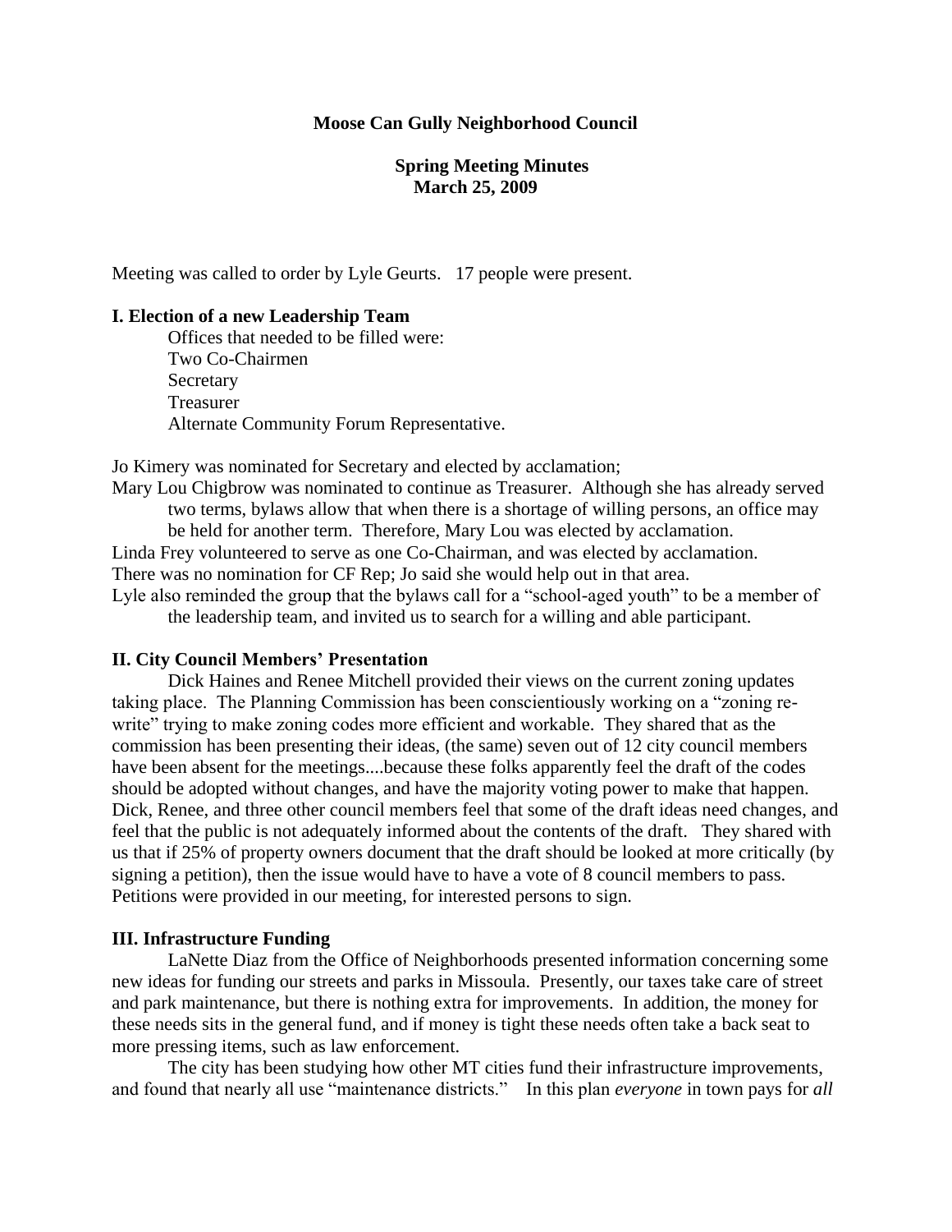**Moose Can Gully Neighborhood Council**

**Spring Meeting Minutes**
**March 25, 2009**

Meeting was called to order by Lyle Geurts. 17 people were present.

**I. Election of a new Leadership Team**

Offices that needed to be filled were:
Two Co-Chairmen
Secretary
Treasurer
Alternate Community Forum Representative.

Jo Kimery was nominated for Secretary and elected by acclamation;

Mary Lou Chigbrow was nominated to continue as Treasurer. Although she has already served two terms, bylaws allow that when there is a shortage of willing persons, an office may be held for another term. Therefore, Mary Lou was elected by acclamation.

Linda Frey volunteered to serve as one Co-Chairman, and was elected by acclamation.

There was no nomination for CF Rep; Jo said she would help out in that area.

Lyle also reminded the group that the bylaws call for a "school-aged youth" to be a member of the leadership team, and invited us to search for a willing and able participant.

**II. City Council Members' Presentation**

Dick Haines and Renee Mitchell provided their views on the current zoning updates taking place. The Planning Commission has been conscientiously working on a "zoning re-write" trying to make zoning codes more efficient and workable. They shared that as the commission has been presenting their ideas, (the same) seven out of 12 city council members have been absent for the meetings....because these folks apparently feel the draft of the codes should be adopted without changes, and have the majority voting power to make that happen. Dick, Renee, and three other council members feel that some of the draft ideas need changes, and feel that the public is not adequately informed about the contents of the draft. They shared with us that if 25% of property owners document that the draft should be looked at more critically (by signing a petition), then the issue would have to have a vote of 8 council members to pass. Petitions were provided in our meeting, for interested persons to sign.

**III. Infrastructure Funding**

LaNette Diaz from the Office of Neighborhoods presented information concerning some new ideas for funding our streets and parks in Missoula. Presently, our taxes take care of street and park maintenance, but there is nothing extra for improvements. In addition, the money for these needs sits in the general fund, and if money is tight these needs often take a back seat to more pressing items, such as law enforcement.

The city has been studying how other MT cities fund their infrastructure improvements, and found that nearly all use "maintenance districts." In this plan *everyone* in town pays for *all*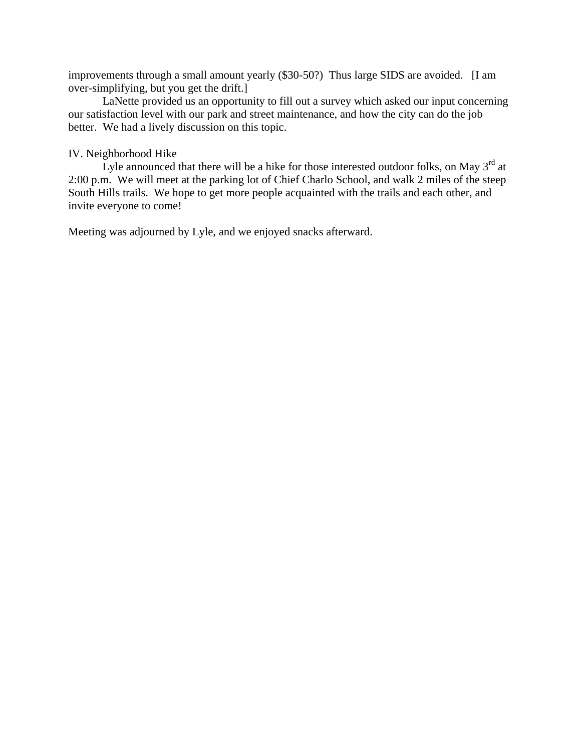improvements through a small amount yearly ($30-50?)  Thus large SIDS are avoided.   [I am over-simplifying, but you get the drift.]

LaNette provided us an opportunity to fill out a survey which asked our input concerning our satisfaction level with our park and street maintenance, and how the city can do the job better.  We had a lively discussion on this topic.

IV. Neighborhood Hike

Lyle announced that there will be a hike for those interested outdoor folks, on May 3rd at 2:00 p.m.  We will meet at the parking lot of Chief Charlo School, and walk 2 miles of the steep South Hills trails.  We hope to get more people acquainted with the trails and each other, and invite everyone to come!

Meeting was adjourned by Lyle, and we enjoyed snacks afterward.